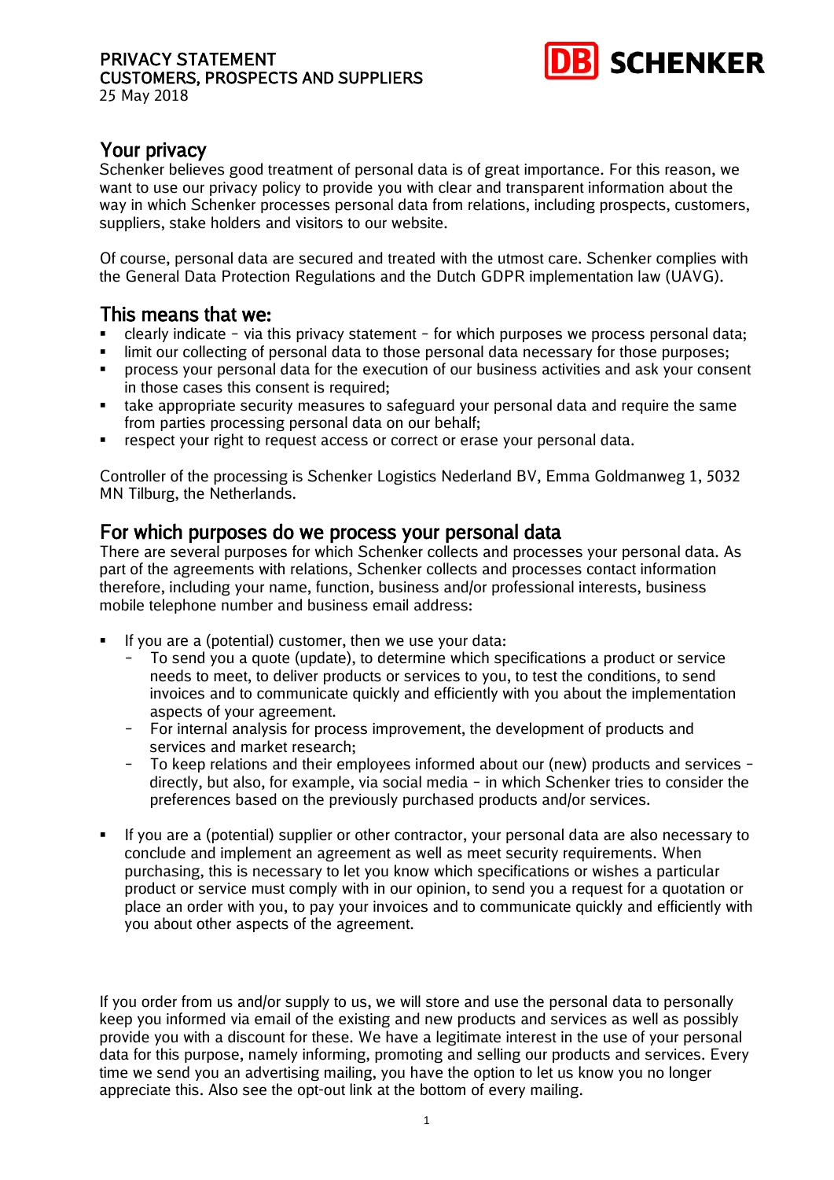PRIVACY STATEMENT
CUSTOMERS, PROSPECTS AND SUPPLIERS
25 May 2018

## Your privacy

Schenker believes good treatment of personal data is of great importance. For this reason, we want to use our privacy policy to provide you with clear and transparent information about the way in which Schenker processes personal data from relations, including prospects, customers, suppliers, stake holders and visitors to our website.

Of course, personal data are secured and treated with the utmost care. Schenker complies with the General Data Protection Regulations and the Dutch GDPR implementation law (UAVG).

## This means that we:

- clearly indicate – via this privacy statement – for which purposes we process personal data;
- limit our collecting of personal data to those personal data necessary for those purposes;
- process your personal data for the execution of our business activities and ask your consent in those cases this consent is required;
- take appropriate security measures to safeguard your personal data and require the same from parties processing personal data on our behalf;
- respect your right to request access or correct or erase your personal data.

Controller of the processing is Schenker Logistics Nederland BV, Emma Goldmanweg 1, 5032 MN Tilburg, the Netherlands.

## For which purposes do we process your personal data

There are several purposes for which Schenker collects and processes your personal data. As part of the agreements with relations, Schenker collects and processes contact information therefore, including your name, function, business and/or professional interests, business mobile telephone number and business email address:

- If you are a (potential) customer, then we use your data:
  - To send you a quote (update), to determine which specifications a product or service needs to meet, to deliver products or services to you, to test the conditions, to send invoices and to communicate quickly and efficiently with you about the implementation aspects of your agreement.
  - For internal analysis for process improvement, the development of products and services and market research;
  - To keep relations and their employees informed about our (new) products and services – directly, but also, for example, via social media – in which Schenker tries to consider the preferences based on the previously purchased products and/or services.

- If you are a (potential) supplier or other contractor, your personal data are also necessary to conclude and implement an agreement as well as meet security requirements. When purchasing, this is necessary to let you know which specifications or wishes a particular product or service must comply with in our opinion, to send you a request for a quotation or place an order with you, to pay your invoices and to communicate quickly and efficiently with you about other aspects of the agreement.

If you order from us and/or supply to us, we will store and use the personal data to personally keep you informed via email of the existing and new products and services as well as possibly provide you with a discount for these. We have a legitimate interest in the use of your personal data for this purpose, namely informing, promoting and selling our products and services. Every time we send you an advertising mailing, you have the option to let us know you no longer appreciate this. Also see the opt-out link at the bottom of every mailing.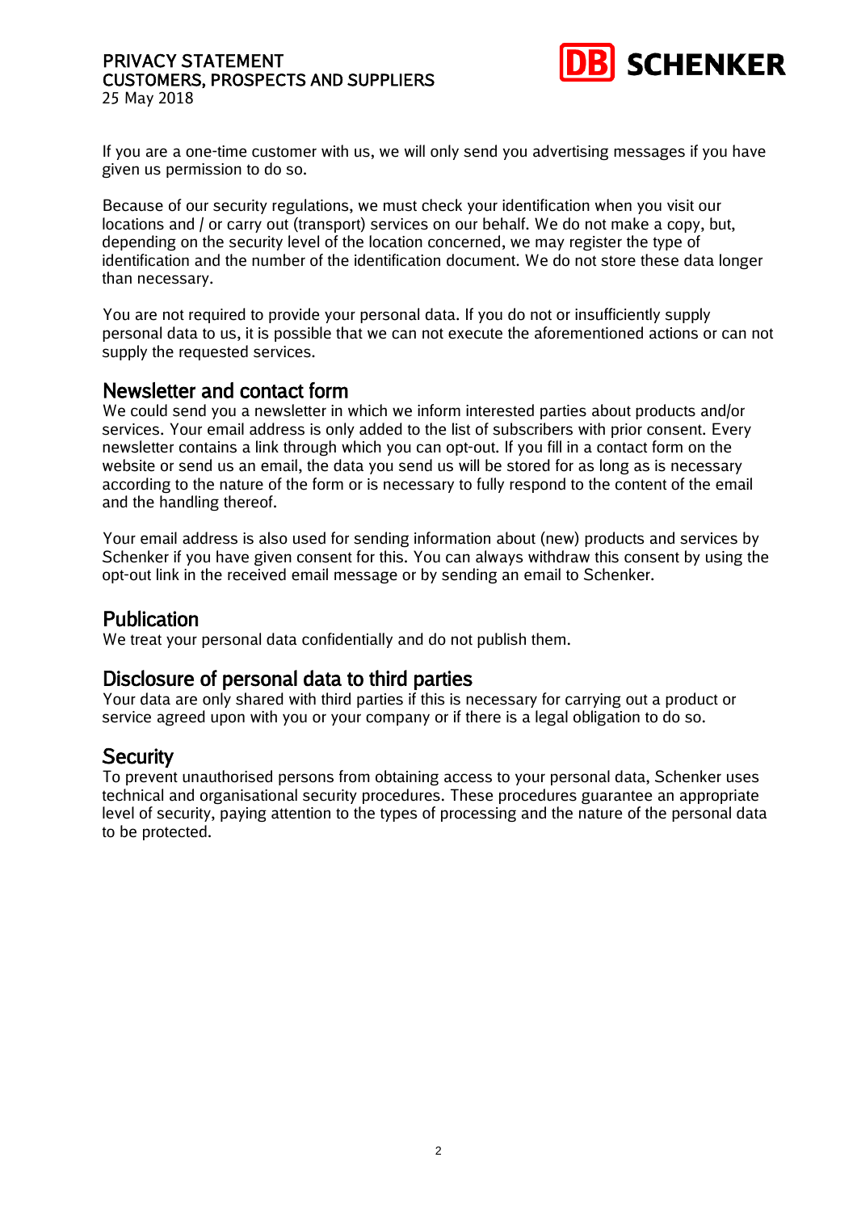If you are a one-time customer with us, we will only send you advertising messages if you have given us permission to do so.

Because of our security regulations, we must check your identification when you visit our locations and / or carry out (transport) services on our behalf. We do not make a copy, but, depending on the security level of the location concerned, we may register the type of identification and the number of the identification document. We do not store these data longer than necessary.

You are not required to provide your personal data. If you do not or insufficiently supply personal data to us, it is possible that we can not execute the aforementioned actions or can not supply the requested services.

## Newsletter and contact form

We could send you a newsletter in which we inform interested parties about products and/or services. Your email address is only added to the list of subscribers with prior consent. Every newsletter contains a link through which you can opt-out. If you fill in a contact form on the website or send us an email, the data you send us will be stored for as long as is necessary according to the nature of the form or is necessary to fully respond to the content of the email and the handling thereof.

Your email address is also used for sending information about (new) products and services by Schenker if you have given consent for this. You can always withdraw this consent by using the opt-out link in the received email message or by sending an email to Schenker.

## Publication

We treat your personal data confidentially and do not publish them.

## Disclosure of personal data to third parties

Your data are only shared with third parties if this is necessary for carrying out a product or service agreed upon with you or your company or if there is a legal obligation to do so.

## Security

To prevent unauthorised persons from obtaining access to your personal data, Schenker uses technical and organisational security procedures. These procedures guarantee an appropriate level of security, paying attention to the types of processing and the nature of the personal data to be protected.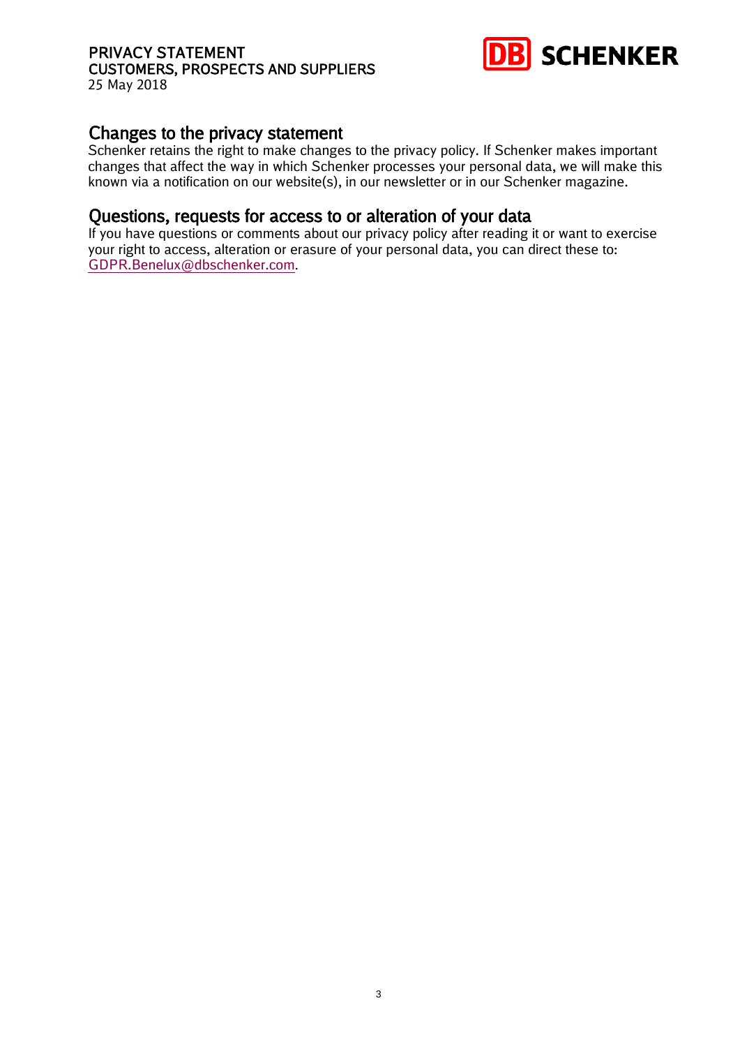## Changes to the privacy statement

Schenker retains the right to make changes to the privacy policy. If Schenker makes important changes that affect the way in which Schenker processes your personal data, we will make this known via a notification on our website(s), in our newsletter or in our Schenker magazine.

## Questions, requests for access to or alteration of your data

If you have questions or comments about our privacy policy after reading it or want to exercise your right to access, alteration or erasure of your personal data, you can direct these to: GDPR.Benelux@dbschenker.com.